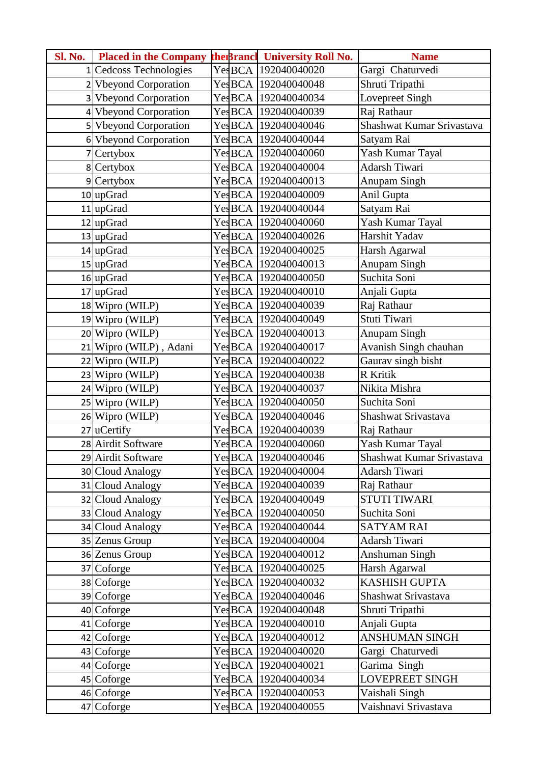| Sl. No. | Placed in the Company | the | Branch | University Roll No. | Name |
|---|---|---|---|---|---|
| 1 | Cedcoss Technologies | Yes | BCA | 192040040020 | Gargi  Chaturvedi |
| 2 | Vbeyond Corporation | Yes | BCA | 192040040048 | Shruti Tripathi |
| 3 | Vbeyond Corporation | Yes | BCA | 192040040034 | Lovepreet Singh |
| 4 | Vbeyond Corporation | Yes | BCA | 192040040039 | Raj Rathaur |
| 5 | Vbeyond Corporation | Yes | BCA | 192040040046 | Shashwat Kumar Srivastava |
| 6 | Vbeyond Corporation | Yes | BCA | 192040040044 | Satyam Rai |
| 7 | Certybox | Yes | BCA | 192040040060 | Yash Kumar Tayal |
| 8 | Certybox | Yes | BCA | 192040040004 | Adarsh Tiwari |
| 9 | Certybox | Yes | BCA | 192040040013 | Anupam Singh |
| 10 | upGrad | Yes | BCA | 192040040009 | Anil Gupta |
| 11 | upGrad | Yes | BCA | 192040040044 | Satyam Rai |
| 12 | upGrad | Yes | BCA | 192040040060 | Yash Kumar Tayal |
| 13 | upGrad | Yes | BCA | 192040040026 | Harshit Yadav |
| 14 | upGrad | Yes | BCA | 192040040025 | Harsh Agarwal |
| 15 | upGrad | Yes | BCA | 192040040013 | Anupam Singh |
| 16 | upGrad | Yes | BCA | 192040040050 | Suchita Soni |
| 17 | upGrad | Yes | BCA | 192040040010 | Anjali Gupta |
| 18 | Wipro (WILP) | Yes | BCA | 192040040039 | Raj Rathaur |
| 19 | Wipro (WILP) | Yes | BCA | 192040040049 | Stuti Tiwari |
| 20 | Wipro (WILP) | Yes | BCA | 192040040013 | Anupam Singh |
| 21 | Wipro (WILP) , Adani | Yes | BCA | 192040040017 | Avanish Singh chauhan |
| 22 | Wipro (WILP) | Yes | BCA | 192040040022 | Gaurav singh bisht |
| 23 | Wipro (WILP) | Yes | BCA | 192040040038 | R Kritik |
| 24 | Wipro (WILP) | Yes | BCA | 192040040037 | Nikita Mishra |
| 25 | Wipro (WILP) | Yes | BCA | 192040040050 | Suchita Soni |
| 26 | Wipro (WILP) | Yes | BCA | 192040040046 | Shashwat Srivastava |
| 27 | uCertify | Yes | BCA | 192040040039 | Raj Rathaur |
| 28 | Airdit Software | Yes | BCA | 192040040060 | Yash Kumar Tayal |
| 29 | Airdit Software | Yes | BCA | 192040040046 | Shashwat Kumar Srivastava |
| 30 | Cloud Analogy | Yes | BCA | 192040040004 | Adarsh Tiwari |
| 31 | Cloud Analogy | Yes | BCA | 192040040039 | Raj Rathaur |
| 32 | Cloud Analogy | Yes | BCA | 192040040049 | STUTI TIWARI |
| 33 | Cloud Analogy | Yes | BCA | 192040040050 | Suchita Soni |
| 34 | Cloud Analogy | Yes | BCA | 192040040044 | SATYAM RAI |
| 35 | Zenus Group | Yes | BCA | 192040040004 | Adarsh Tiwari |
| 36 | Zenus Group | Yes | BCA | 192040040012 | Anshuman Singh |
| 37 | Coforge | Yes | BCA | 192040040025 | Harsh Agarwal |
| 38 | Coforge | Yes | BCA | 192040040032 | KASHISH GUPTA |
| 39 | Coforge | Yes | BCA | 192040040046 | Shashwat Srivastava |
| 40 | Coforge | Yes | BCA | 192040040048 | Shruti Tripathi |
| 41 | Coforge | Yes | BCA | 192040040010 | Anjali Gupta |
| 42 | Coforge | Yes | BCA | 192040040012 | ANSHUMAN SINGH |
| 43 | Coforge | Yes | BCA | 192040040020 | Gargi  Chaturvedi |
| 44 | Coforge | Yes | BCA | 192040040021 | Garima  Singh |
| 45 | Coforge | Yes | BCA | 192040040034 | LOVEPREET SINGH |
| 46 | Coforge | Yes | BCA | 192040040053 | Vaishali Singh |
| 47 | Coforge | Yes | BCA | 192040040055 | Vaishnavi Srivastava |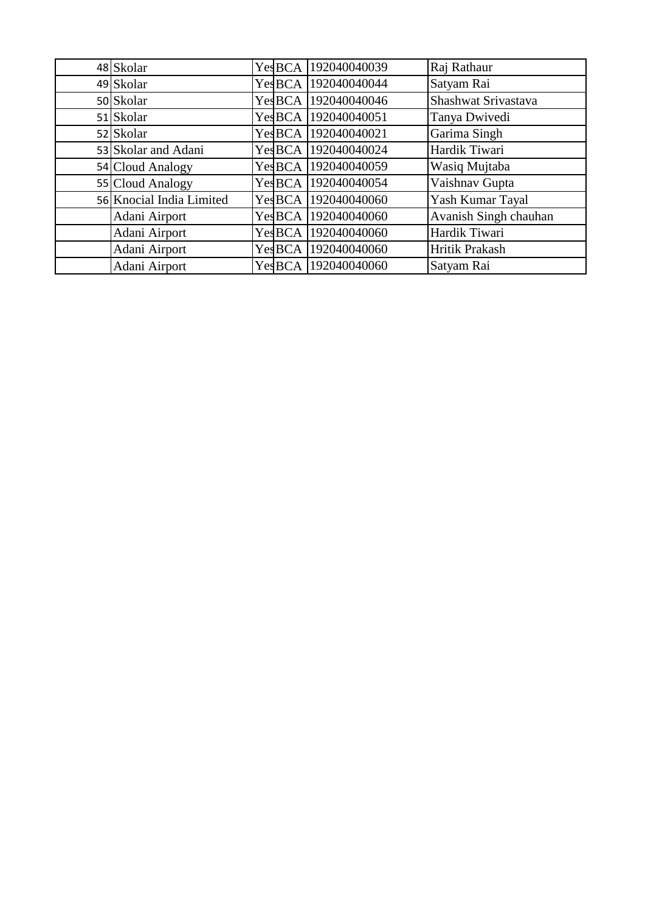| | | | | | |
|---|---|---|---|---|---|
| 48 | Skolar | Yes | BCA | 192040040039 | Raj Rathaur |
| 49 | Skolar | Yes | BCA | 192040040044 | Satyam Rai |
| 50 | Skolar | Yes | BCA | 192040040046 | Shashwat Srivastava |
| 51 | Skolar | Yes | BCA | 192040040051 | Tanya Dwivedi |
| 52 | Skolar | Yes | BCA | 192040040021 | Garima Singh |
| 53 | Skolar and Adani | Yes | BCA | 192040040024 | Hardik Tiwari |
| 54 | Cloud Analogy | Yes | BCA | 192040040059 | Wasiq Mujtaba |
| 55 | Cloud Analogy | Yes | BCA | 192040040054 | Vaishnav Gupta |
| 56 | Knocial India Limited | Yes | BCA | 192040040060 | Yash Kumar Tayal |
| | Adani Airport | Yes | BCA | 192040040060 | Avanish Singh chauhan |
| | Adani Airport | Yes | BCA | 192040040060 | Hardik Tiwari |
| | Adani Airport | Yes | BCA | 192040040060 | Hritik Prakash |
| | Adani Airport | Yes | BCA | 192040040060 | Satyam Rai |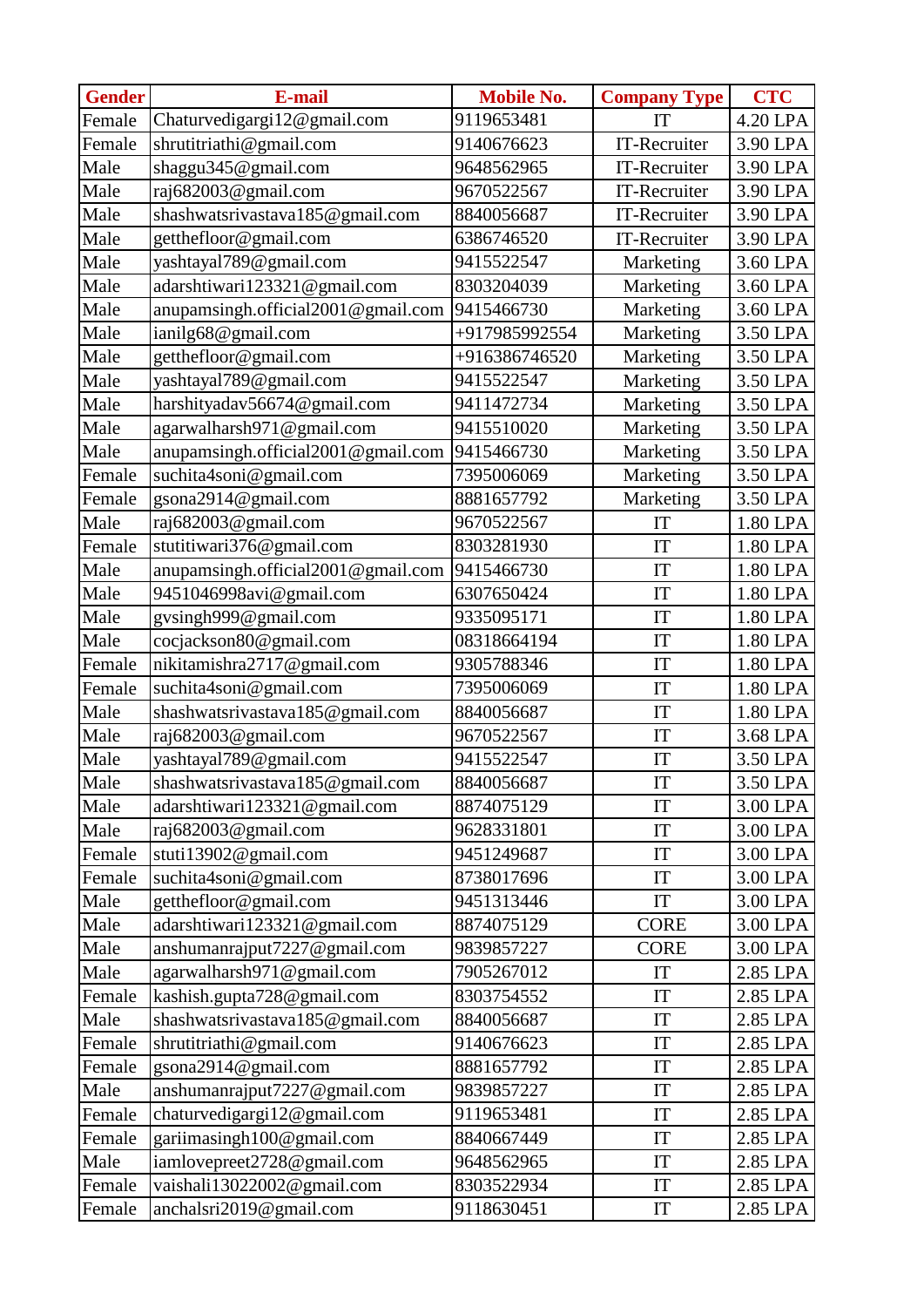| Gender | E-mail | Mobile No. | Company Type | CTC |
|---|---|---|---|---|
| Female | Chaturvedigargi12@gmail.com | 9119653481 | IT | 4.20 LPA |
| Female | shrutitriathi@gmail.com | 9140676623 | IT-Recruiter | 3.90 LPA |
| Male | shaggu345@gmail.com | 9648562965 | IT-Recruiter | 3.90 LPA |
| Male | raj682003@gmail.com | 9670522567 | IT-Recruiter | 3.90 LPA |
| Male | shashwatsrivastava185@gmail.com | 8840056687 | IT-Recruiter | 3.90 LPA |
| Male | getthefloor@gmail.com | 6386746520 | IT-Recruiter | 3.90 LPA |
| Male | yashtayal789@gmail.com | 9415522547 | Marketing | 3.60 LPA |
| Male | adarshtiwari123321@gmail.com | 8303204039 | Marketing | 3.60 LPA |
| Male | anupamsingh.official2001@gmail.com | 9415466730 | Marketing | 3.60 LPA |
| Male | ianilg68@gmail.com | +917985992554 | Marketing | 3.50 LPA |
| Male | getthefloor@gmail.com | +916386746520 | Marketing | 3.50 LPA |
| Male | yashtayal789@gmail.com | 9415522547 | Marketing | 3.50 LPA |
| Male | harshityadav56674@gmail.com | 9411472734 | Marketing | 3.50 LPA |
| Male | agarwalharsh971@gmail.com | 9415510020 | Marketing | 3.50 LPA |
| Male | anupamsingh.official2001@gmail.com | 9415466730 | Marketing | 3.50 LPA |
| Female | suchita4soni@gmail.com | 7395006069 | Marketing | 3.50 LPA |
| Female | gsona2914@gmail.com | 8881657792 | Marketing | 3.50 LPA |
| Male | raj682003@gmail.com | 9670522567 | IT | 1.80 LPA |
| Female | stutitiwari376@gmail.com | 8303281930 | IT | 1.80 LPA |
| Male | anupamsingh.official2001@gmail.com | 9415466730 | IT | 1.80 LPA |
| Male | 9451046998avi@gmail.com | 6307650424 | IT | 1.80 LPA |
| Male | gvsingh999@gmail.com | 9335095171 | IT | 1.80 LPA |
| Male | cocjackson80@gmail.com | 08318664194 | IT | 1.80 LPA |
| Female | nikitamishra2717@gmail.com | 9305788346 | IT | 1.80 LPA |
| Female | suchita4soni@gmail.com | 7395006069 | IT | 1.80 LPA |
| Male | shashwatsrivastava185@gmail.com | 8840056687 | IT | 1.80 LPA |
| Male | raj682003@gmail.com | 9670522567 | IT | 3.68 LPA |
| Male | yashtayal789@gmail.com | 9415522547 | IT | 3.50 LPA |
| Male | shashwatsrivastava185@gmail.com | 8840056687 | IT | 3.50 LPA |
| Male | adarshtiwari123321@gmail.com | 8874075129 | IT | 3.00 LPA |
| Male | raj682003@gmail.com | 9628331801 | IT | 3.00 LPA |
| Female | stuti13902@gmail.com | 9451249687 | IT | 3.00 LPA |
| Female | suchita4soni@gmail.com | 8738017696 | IT | 3.00 LPA |
| Male | getthefloor@gmail.com | 9451313446 | IT | 3.00 LPA |
| Male | adarshtiwari123321@gmail.com | 8874075129 | CORE | 3.00 LPA |
| Male | anshumanrajput7227@gmail.com | 9839857227 | CORE | 3.00 LPA |
| Male | agarwalharsh971@gmail.com | 7905267012 | IT | 2.85 LPA |
| Female | kashish.gupta728@gmail.com | 8303754552 | IT | 2.85 LPA |
| Male | shashwatsrivastava185@gmail.com | 8840056687 | IT | 2.85 LPA |
| Female | shrutitriathi@gmail.com | 9140676623 | IT | 2.85 LPA |
| Female | gsona2914@gmail.com | 8881657792 | IT | 2.85 LPA |
| Male | anshumanrajput7227@gmail.com | 9839857227 | IT | 2.85 LPA |
| Female | chaturvedigargi12@gmail.com | 9119653481 | IT | 2.85 LPA |
| Female | gariimasingh100@gmail.com | 8840667449 | IT | 2.85 LPA |
| Male | iamlovepreet2728@gmail.com | 9648562965 | IT | 2.85 LPA |
| Female | vaishali13022002@gmail.com | 8303522934 | IT | 2.85 LPA |
| Female | anchalsri2019@gmail.com | 9118630451 | IT | 2.85 LPA |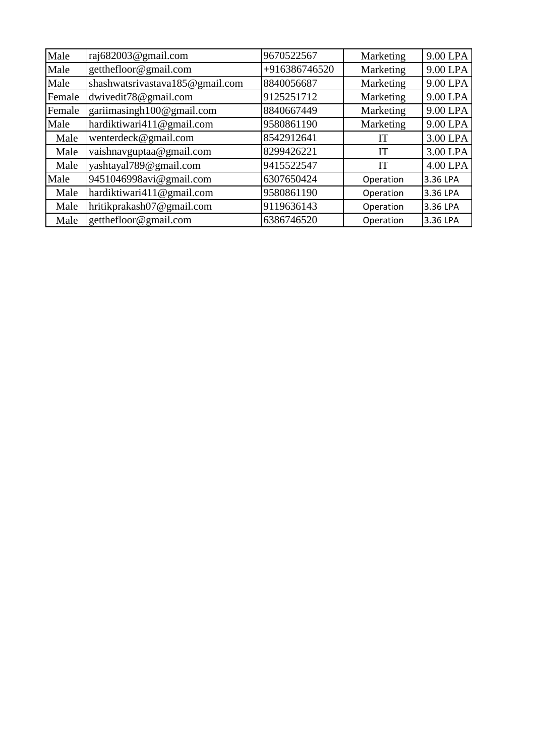| | | | | |
|---|---|---|---|---|
| Male | raj682003@gmail.com | 9670522567 | Marketing | 9.00 LPA |
| Male | getthefloor@gmail.com | +916386746520 | Marketing | 9.00 LPA |
| Male | shashwatsrivastava185@gmail.com | 8840056687 | Marketing | 9.00 LPA |
| Female | dwivedit78@gmail.com | 9125251712 | Marketing | 9.00 LPA |
| Female | gariimasingh100@gmail.com | 8840667449 | Marketing | 9.00 LPA |
| Male | hardiktiwari411@gmail.com | 9580861190 | Marketing | 9.00 LPA |
| Male | wenterdeck@gmail.com | 8542912641 | IT | 3.00 LPA |
| Male | vaishnavguptaa@gmail.com | 8299426221 | IT | 3.00 LPA |
| Male | yashtayal789@gmail.com | 9415522547 | IT | 4.00 LPA |
| Male | 9451046998avi@gmail.com | 6307650424 | Operation | 3.36 LPA |
| Male | hardiktiwari411@gmail.com | 9580861190 | Operation | 3.36 LPA |
| Male | hritikprakash07@gmail.com | 9119636143 | Operation | 3.36 LPA |
| Male | getthefloor@gmail.com | 6386746520 | Operation | 3.36 LPA |